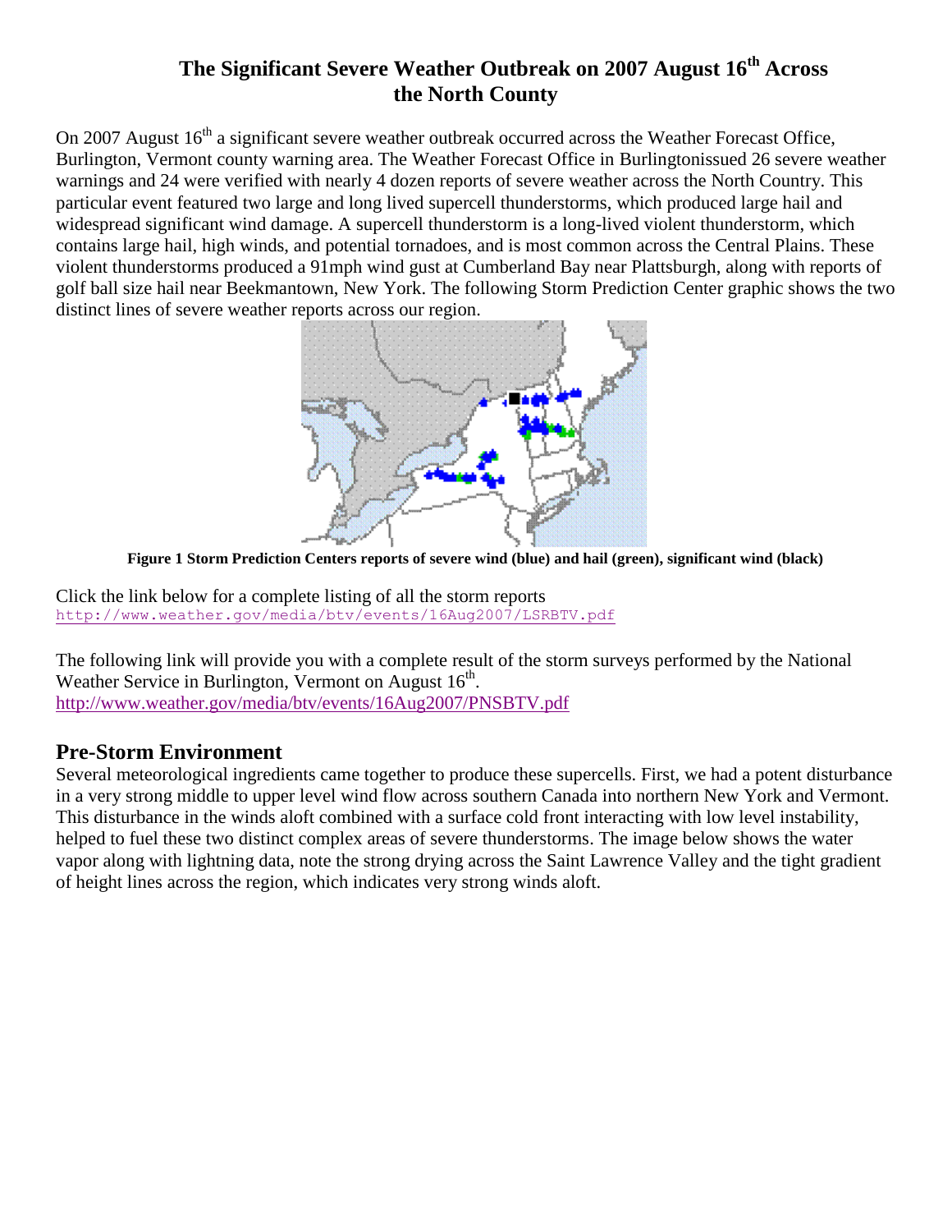# The Significant Severe Weather Outbreak on 2007 August 16th Across the North County

On 2007 August 16th a significant severe weather outbreak occurred across the Weather Forecast Office, Burlington, Vermont county warning area. The Weather Forecast Office in Burlingtonissued 26 severe weather warnings and 24 were verified with nearly 4 dozen reports of severe weather across the North Country. This particular event featured two large and long lived supercell thunderstorms, which produced large hail and widespread significant wind damage. A supercell thunderstorm is a long-lived violent thunderstorm, which contains large hail, high winds, and potential tornadoes, and is most common across the Central Plains. These violent thunderstorms produced a 91mph wind gust at Cumberland Bay near Plattsburgh, along with reports of golf ball size hail near Beekmantown, New York. The following Storm Prediction Center graphic shows the two distinct lines of severe weather reports across our region.

**Figure 1 Storm Prediction Centers reports of severe wind (blue) and hail (green), significant wind (black)**

Click the link below for a complete listing of all the storm reports
http://www.weather.gov/media/btv/events/16Aug2007/LSRBTV.pdf

The following link will provide you with a complete result of the storm surveys performed by the National Weather Service in Burlington, Vermont on August 16th.
http://www.weather.gov/media/btv/events/16Aug2007/PNSBTV.pdf

## Pre-Storm Environment

Several meteorological ingredients came together to produce these supercells. First, we had a potent disturbance in a very strong middle to upper level wind flow across southern Canada into northern New York and Vermont. This disturbance in the winds aloft combined with a surface cold front interacting with low level instability, helped to fuel these two distinct complex areas of severe thunderstorms. The image below shows the water vapor along with lightning data, note the strong drying across the Saint Lawrence Valley and the tight gradient of height lines across the region, which indicates very strong winds aloft.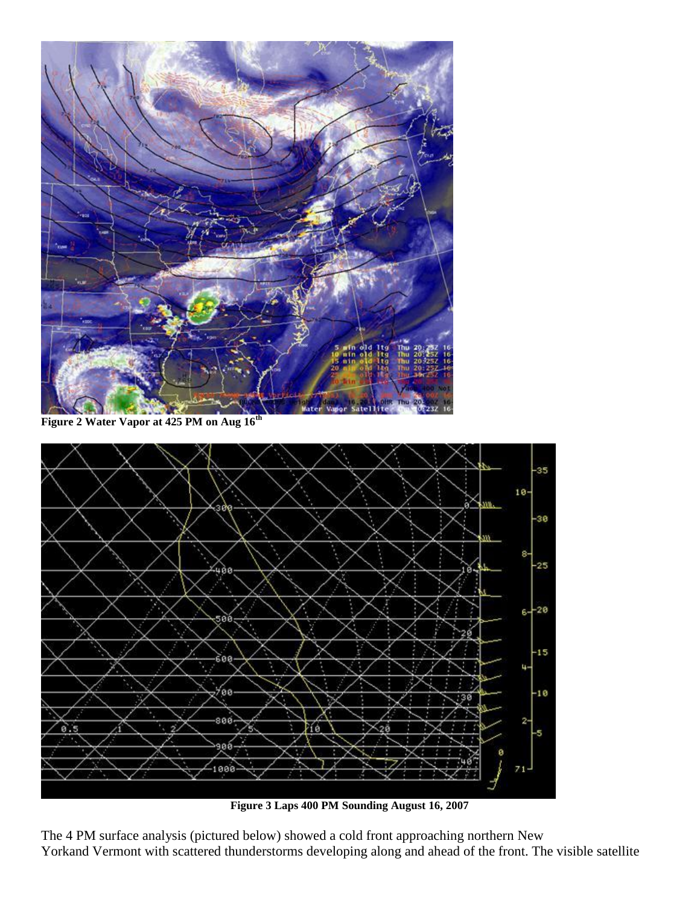Figure 2 Water Vapor at 425 PM on Aug 16th

Figure 3 Laps 400 PM Sounding August 16, 2007

The 4 PM surface analysis (pictured below) showed a cold front approaching northern New Yorkand Vermont with scattered thunderstorms developing along and ahead of the front. The visible satellite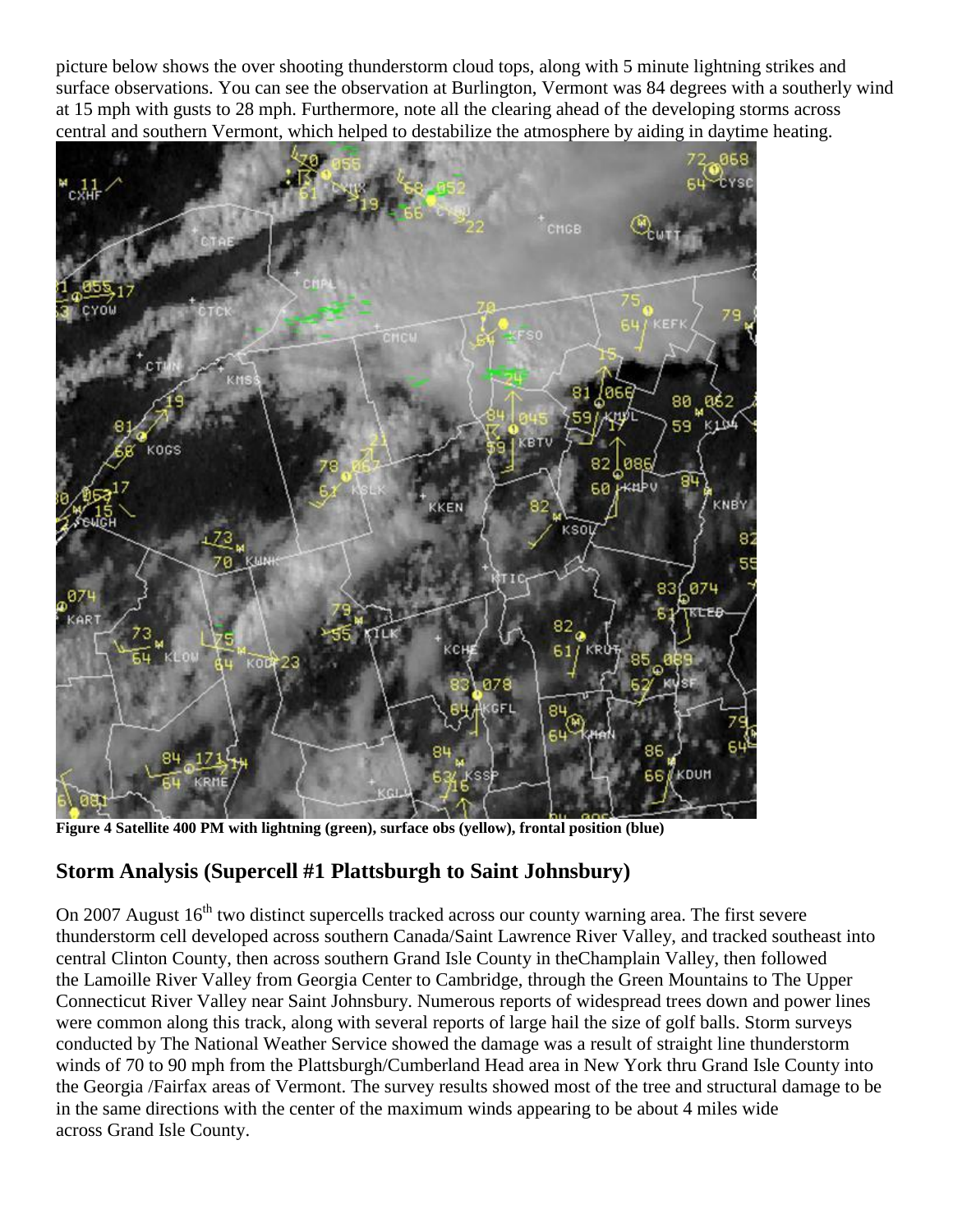picture below shows the over shooting thunderstorm cloud tops, along with 5 minute lightning strikes and surface observations. You can see the observation at Burlington, Vermont was 84 degrees with a southerly wind at 15 mph with gusts to 28 mph. Furthermore, note all the clearing ahead of the developing storms across central and southern Vermont, which helped to destabilize the atmosphere by aiding in daytime heating.

**Figure 4 Satellite 400 PM with lightning (green), surface obs (yellow), frontal position (blue)**

## Storm Analysis (Supercell #1 Plattsburgh to Saint Johnsbury)

On 2007 August 16th two distinct supercells tracked across our county warning area. The first severe thunderstorm cell developed across southern Canada/Saint Lawrence River Valley, and tracked southeast into central Clinton County, then across southern Grand Isle County in theChamplain Valley, then followed the Lamoille River Valley from Georgia Center to Cambridge, through the Green Mountains to The Upper Connecticut River Valley near Saint Johnsbury. Numerous reports of widespread trees down and power lines were common along this track, along with several reports of large hail the size of golf balls. Storm surveys conducted by The National Weather Service showed the damage was a result of straight line thunderstorm winds of 70 to 90 mph from the Plattsburgh/Cumberland Head area in New York thru Grand Isle County into the Georgia /Fairfax areas of Vermont. The survey results showed most of the tree and structural damage to be in the same directions with the center of the maximum winds appearing to be about 4 miles wide across Grand Isle County.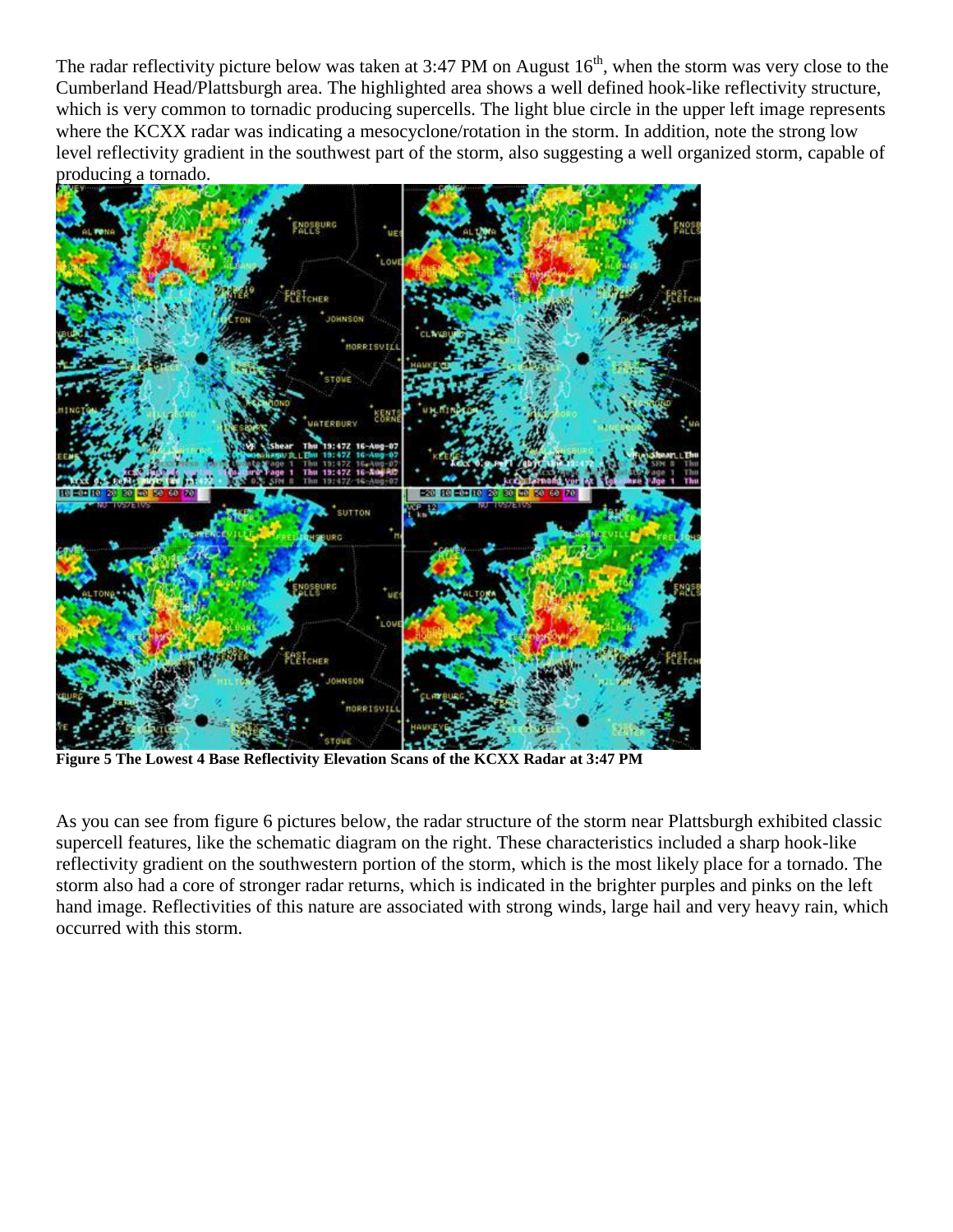The radar reflectivity picture below was taken at 3:47 PM on August 16th, when the storm was very close to the Cumberland Head/Plattsburgh area. The highlighted area shows a well defined hook-like reflectivity structure, which is very common to tornadic producing supercells. The light blue circle in the upper left image represents where the KCXX radar was indicating a mesocyclone/rotation in the storm. In addition, note the strong low level reflectivity gradient in the southwest part of the storm, also suggesting a well organized storm, capable of producing a tornado.

**Figure 5 The Lowest 4 Base Reflectivity Elevation Scans of the KCXX Radar at 3:47 PM**

As you can see from figure 6 pictures below, the radar structure of the storm near Plattsburgh exhibited classic supercell features, like the schematic diagram on the right. These characteristics included a sharp hook-like reflectivity gradient on the southwestern portion of the storm, which is the most likely place for a tornado. The storm also had a core of stronger radar returns, which is indicated in the brighter purples and pinks on the left hand image. Reflectivities of this nature are associated with strong winds, large hail and very heavy rain, which occurred with this storm.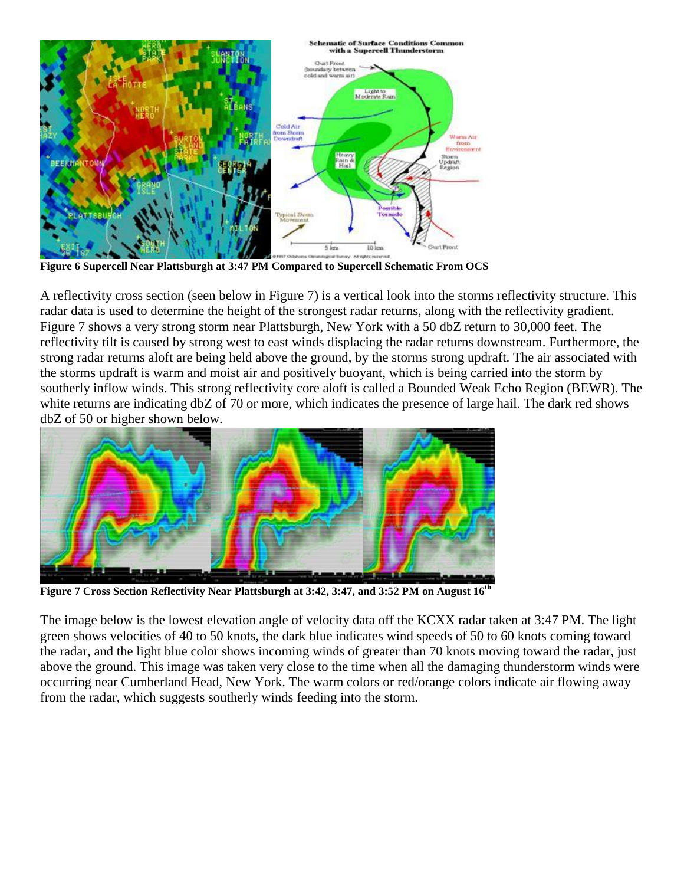**Figure 6 Supercell Near Plattsburgh at 3:47 PM Compared to Supercell Schematic From OCS**

A reflectivity cross section (seen below in Figure 7) is a vertical look into the storms reflectivity structure. This radar data is used to determine the height of the strongest radar returns, along with the reflectivity gradient. Figure 7 shows a very strong storm near Plattsburgh, New York with a 50 dbZ return to 30,000 feet. The reflectivity tilt is caused by strong west to east winds displacing the radar returns downstream. Furthermore, the strong radar returns aloft are being held above the ground, by the storms strong updraft. The air associated with the storms updraft is warm and moist air and positively buoyant, which is being carried into the storm by southerly inflow winds. This strong reflectivity core aloft is called a Bounded Weak Echo Region (BEWR). The white returns are indicating dbZ of 70 or more, which indicates the presence of large hail. The dark red shows dbZ of 50 or higher shown below.

**Figure 7 Cross Section Reflectivity Near Plattsburgh at 3:42, 3:47, and 3:52 PM on August 16th**

The image below is the lowest elevation angle of velocity data off the KCXX radar taken at 3:47 PM. The light green shows velocities of 40 to 50 knots, the dark blue indicates wind speeds of 50 to 60 knots coming toward the radar, and the light blue color shows incoming winds of greater than 70 knots moving toward the radar, just above the ground. This image was taken very close to the time when all the damaging thunderstorm winds were occurring near Cumberland Head, New York. The warm colors or red/orange colors indicate air flowing away from the radar, which suggests southerly winds feeding into the storm.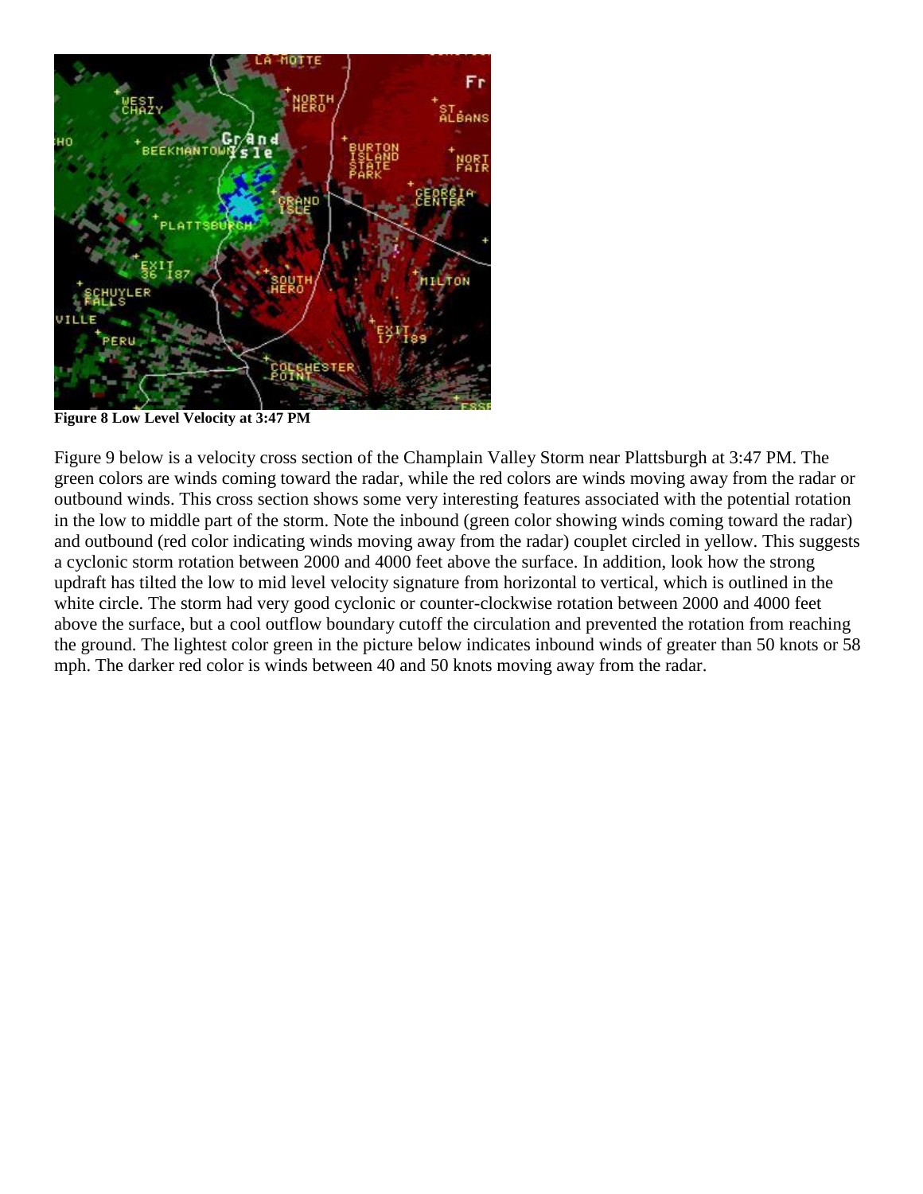**Figure 8 Low Level Velocity at 3:47 PM**

Figure 9 below is a velocity cross section of the Champlain Valley Storm near Plattsburgh at 3:47 PM. The green colors are winds coming toward the radar, while the red colors are winds moving away from the radar or outbound winds. This cross section shows some very interesting features associated with the potential rotation in the low to middle part of the storm. Note the inbound (green color showing winds coming toward the radar) and outbound (red color indicating winds moving away from the radar) couplet circled in yellow. This suggests a cyclonic storm rotation between 2000 and 4000 feet above the surface. In addition, look how the strong updraft has tilted the low to mid level velocity signature from horizontal to vertical, which is outlined in the white circle. The storm had very good cyclonic or counter-clockwise rotation between 2000 and 4000 feet above the surface, but a cool outflow boundary cutoff the circulation and prevented the rotation from reaching the ground. The lightest color green in the picture below indicates inbound winds of greater than 50 knots or 58 mph. The darker red color is winds between 40 and 50 knots moving away from the radar.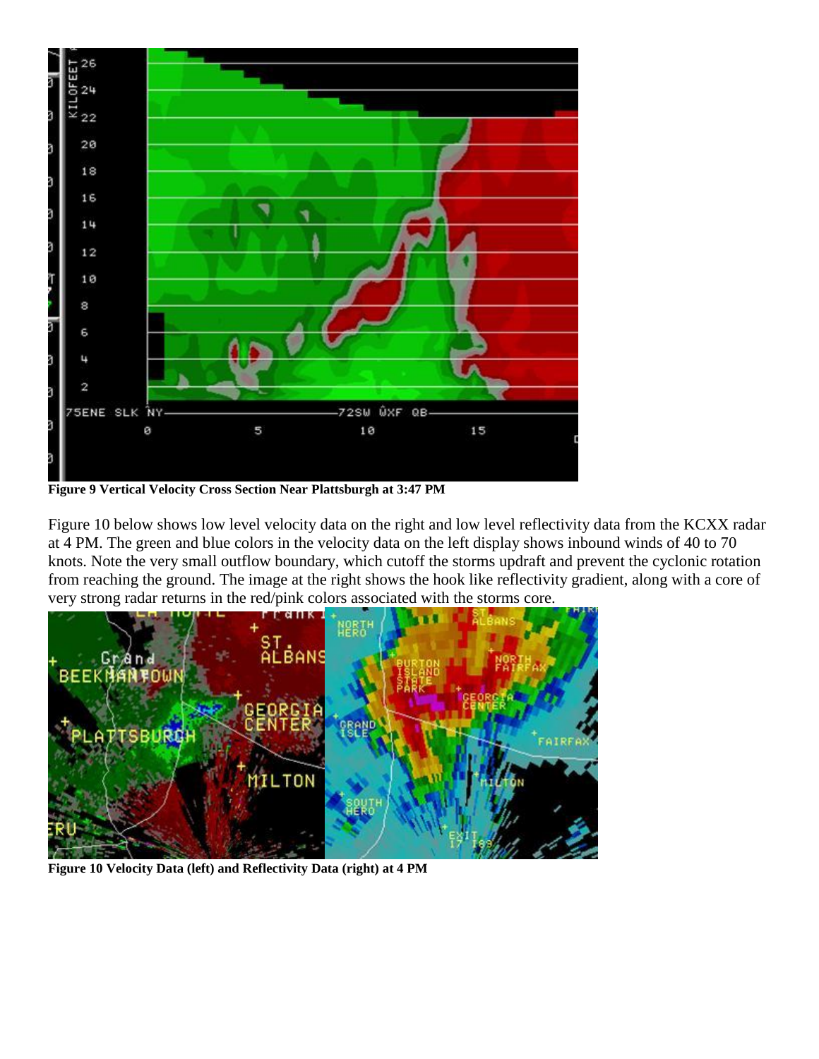**Figure 9 Vertical Velocity Cross Section Near Plattsburgh at 3:47 PM**

Figure 10 below shows low level velocity data on the right and low level reflectivity data from the KCXX radar at 4 PM. The green and blue colors in the velocity data on the left display shows inbound winds of 40 to 70 knots. Note the very small outflow boundary, which cutoff the storms updraft and prevent the cyclonic rotation from reaching the ground. The image at the right shows the hook like reflectivity gradient, along with a core of very strong radar returns in the red/pink colors associated with the storms core.

**Figure 10 Velocity Data (left) and Reflectivity Data (right) at 4 PM**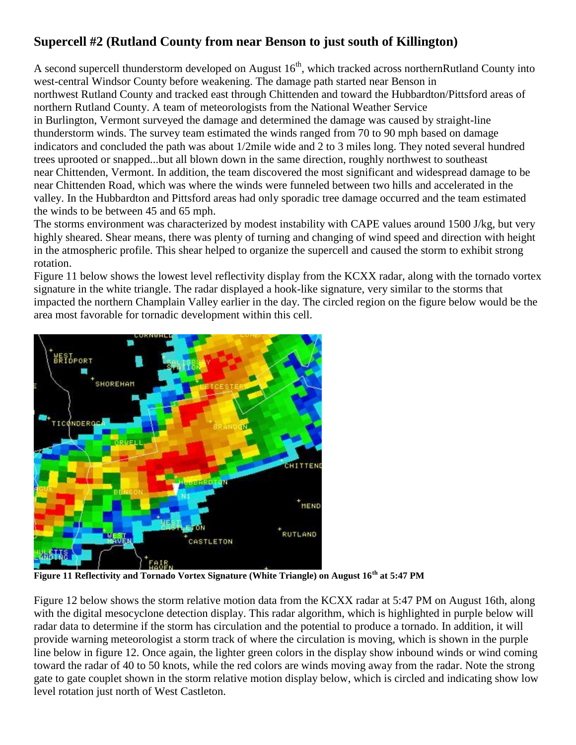## Supercell #2 (Rutland County from near Benson to just south of Killington)

A second supercell thunderstorm developed on August 16th, which tracked across northernRutland County into west-central Windsor County before weakening. The damage path started near Benson in northwest Rutland County and tracked east through Chittenden and toward the Hubbardton/Pittsford areas of northern Rutland County. A team of meteorologists from the National Weather Service in Burlington, Vermont surveyed the damage and determined the damage was caused by straight-line thunderstorm winds. The survey team estimated the winds ranged from 70 to 90 mph based on damage indicators and concluded the path was about 1/2mile wide and 2 to 3 miles long. They noted several hundred trees uprooted or snapped...but all blown down in the same direction, roughly northwest to southeast near Chittenden, Vermont. In addition, the team discovered the most significant and widespread damage to be near Chittenden Road, which was where the winds were funneled between two hills and accelerated in the valley. In the Hubbardton and Pittsford areas had only sporadic tree damage occurred and the team estimated the winds to be between 45 and 65 mph.

The storms environment was characterized by modest instability with CAPE values around 1500 J/kg, but very highly sheared. Shear means, there was plenty of turning and changing of wind speed and direction with height in the atmospheric profile. This shear helped to organize the supercell and caused the storm to exhibit strong rotation.

Figure 11 below shows the lowest level reflectivity display from the KCXX radar, along with the tornado vortex signature in the white triangle. The radar displayed a hook-like signature, very similar to the storms that impacted the northern Champlain Valley earlier in the day. The circled region on the figure below would be the area most favorable for tornadic development within this cell.

**Figure 11 Reflectivity and Tornado Vortex Signature (White Triangle) on August 16th at 5:47 PM**

Figure 12 below shows the storm relative motion data from the KCXX radar at 5:47 PM on August 16th, along with the digital mesocyclone detection display. This radar algorithm, which is highlighted in purple below will radar data to determine if the storm has circulation and the potential to produce a tornado. In addition, it will provide warning meteorologist a storm track of where the circulation is moving, which is shown in the purple line below in figure 12. Once again, the lighter green colors in the display show inbound winds or wind coming toward the radar of 40 to 50 knots, while the red colors are winds moving away from the radar. Note the strong gate to gate couplet shown in the storm relative motion display below, which is circled and indicating show low level rotation just north of West Castleton.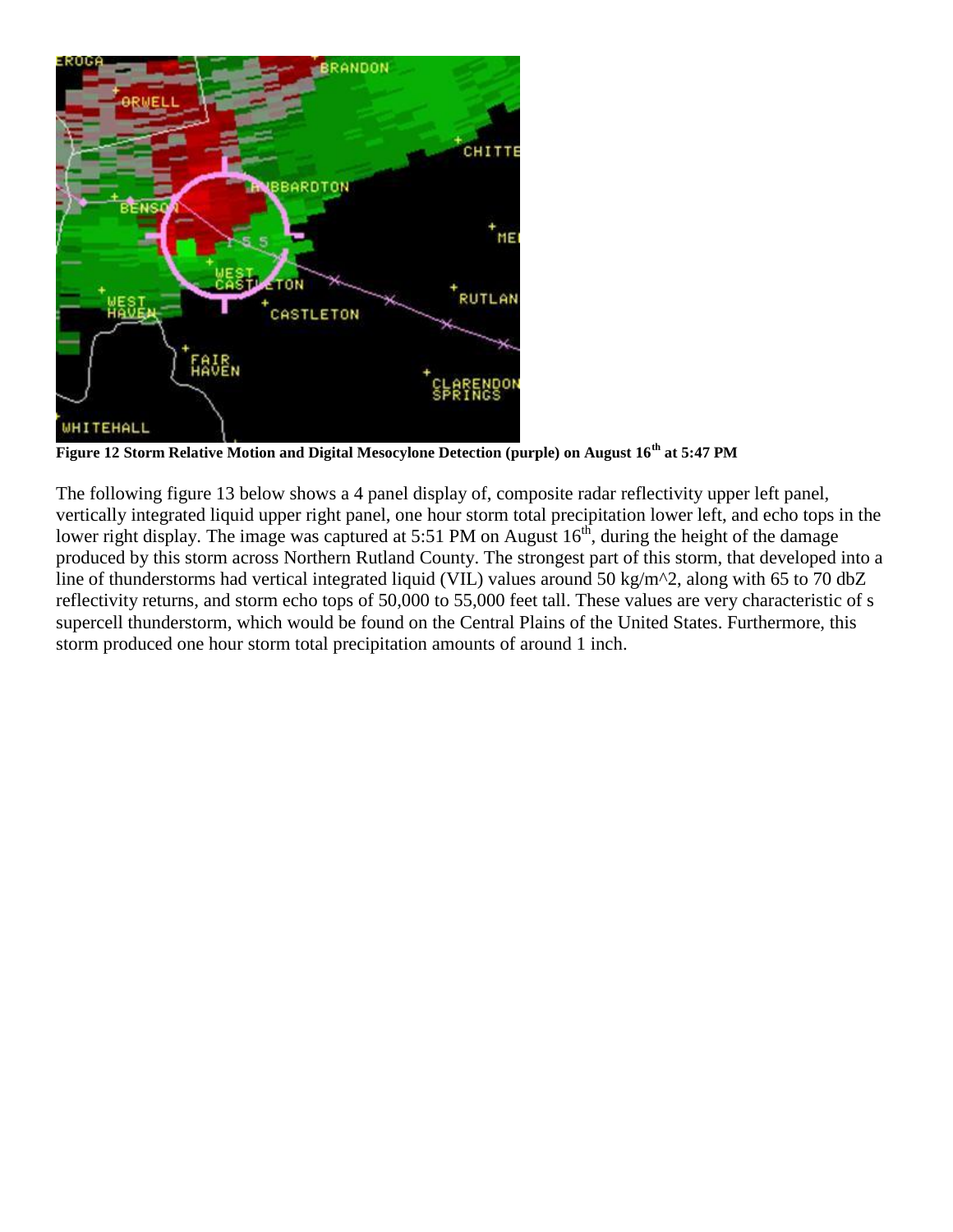**Figure 12 Storm Relative Motion and Digital Mesocylone Detection (purple) on August 16th at 5:47 PM**

The following figure 13 below shows a 4 panel display of, composite radar reflectivity upper left panel, vertically integrated liquid upper right panel, one hour storm total precipitation lower left, and echo tops in the lower right display. The image was captured at 5:51 PM on August 16th, during the height of the damage produced by this storm across Northern Rutland County. The strongest part of this storm, that developed into a line of thunderstorms had vertical integrated liquid (VIL) values around 50 kg/m^2, along with 65 to 70 dbZ reflectivity returns, and storm echo tops of 50,000 to 55,000 feet tall. These values are very characteristic of s supercell thunderstorm, which would be found on the Central Plains of the United States. Furthermore, this storm produced one hour storm total precipitation amounts of around 1 inch.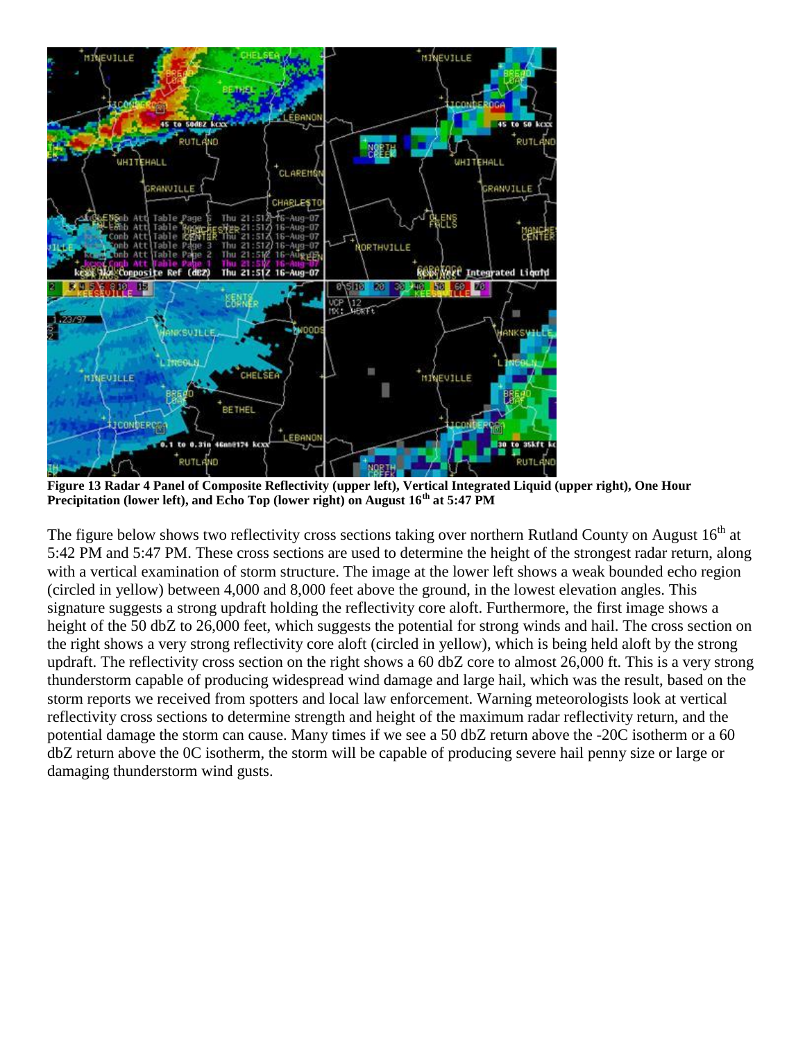**Figure 13 Radar 4 Panel of Composite Reflectivity (upper left), Vertical Integrated Liquid (upper right), One Hour Precipitation (lower left), and Echo Top (lower right) on August 16th at 5:47 PM**

The figure below shows two reflectivity cross sections taking over northern Rutland County on August 16th at 5:42 PM and 5:47 PM. These cross sections are used to determine the height of the strongest radar return, along with a vertical examination of storm structure. The image at the lower left shows a weak bounded echo region (circled in yellow) between 4,000 and 8,000 feet above the ground, in the lowest elevation angles. This signature suggests a strong updraft holding the reflectivity core aloft. Furthermore, the first image shows a height of the 50 dbZ to 26,000 feet, which suggests the potential for strong winds and hail. The cross section on the right shows a very strong reflectivity core aloft (circled in yellow), which is being held aloft by the strong updraft. The reflectivity cross section on the right shows a 60 dbZ core to almost 26,000 ft. This is a very strong thunderstorm capable of producing widespread wind damage and large hail, which was the result, based on the storm reports we received from spotters and local law enforcement. Warning meteorologists look at vertical reflectivity cross sections to determine strength and height of the maximum radar reflectivity return, and the potential damage the storm can cause. Many times if we see a 50 dbZ return above the -20C isotherm or a 60 dbZ return above the 0C isotherm, the storm will be capable of producing severe hail penny size or large or damaging thunderstorm wind gusts.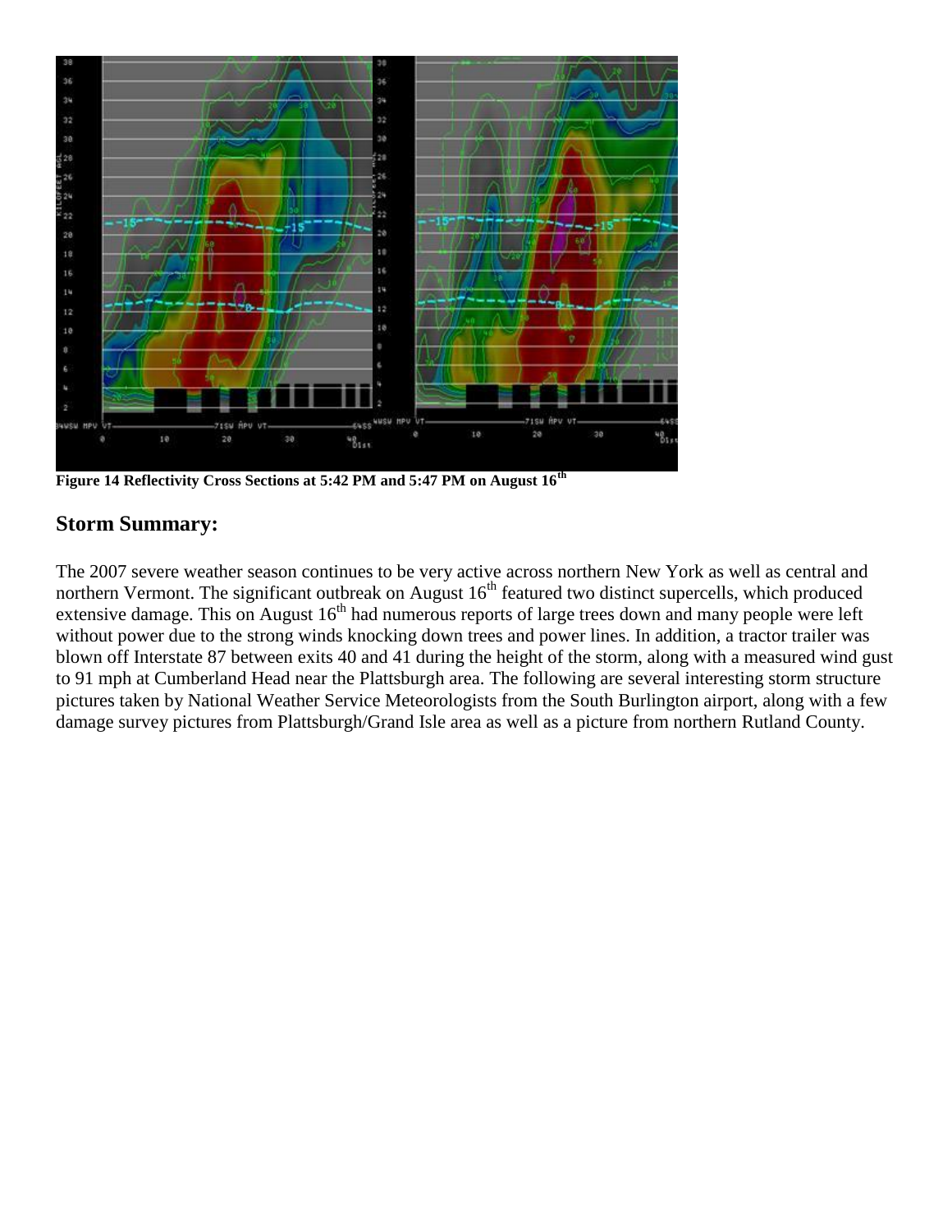**Figure 14 Reflectivity Cross Sections at 5:42 PM and 5:47 PM on August 16th**

## Storm Summary:

The 2007 severe weather season continues to be very active across northern New York as well as central and northern Vermont. The significant outbreak on August 16th featured two distinct supercells, which produced extensive damage. This on August 16th had numerous reports of large trees down and many people were left without power due to the strong winds knocking down trees and power lines. In addition, a tractor trailer was blown off Interstate 87 between exits 40 and 41 during the height of the storm, along with a measured wind gust to 91 mph at Cumberland Head near the Plattsburgh area. The following are several interesting storm structure pictures taken by National Weather Service Meteorologists from the South Burlington airport, along with a few damage survey pictures from Plattsburgh/Grand Isle area as well as a picture from northern Rutland County.